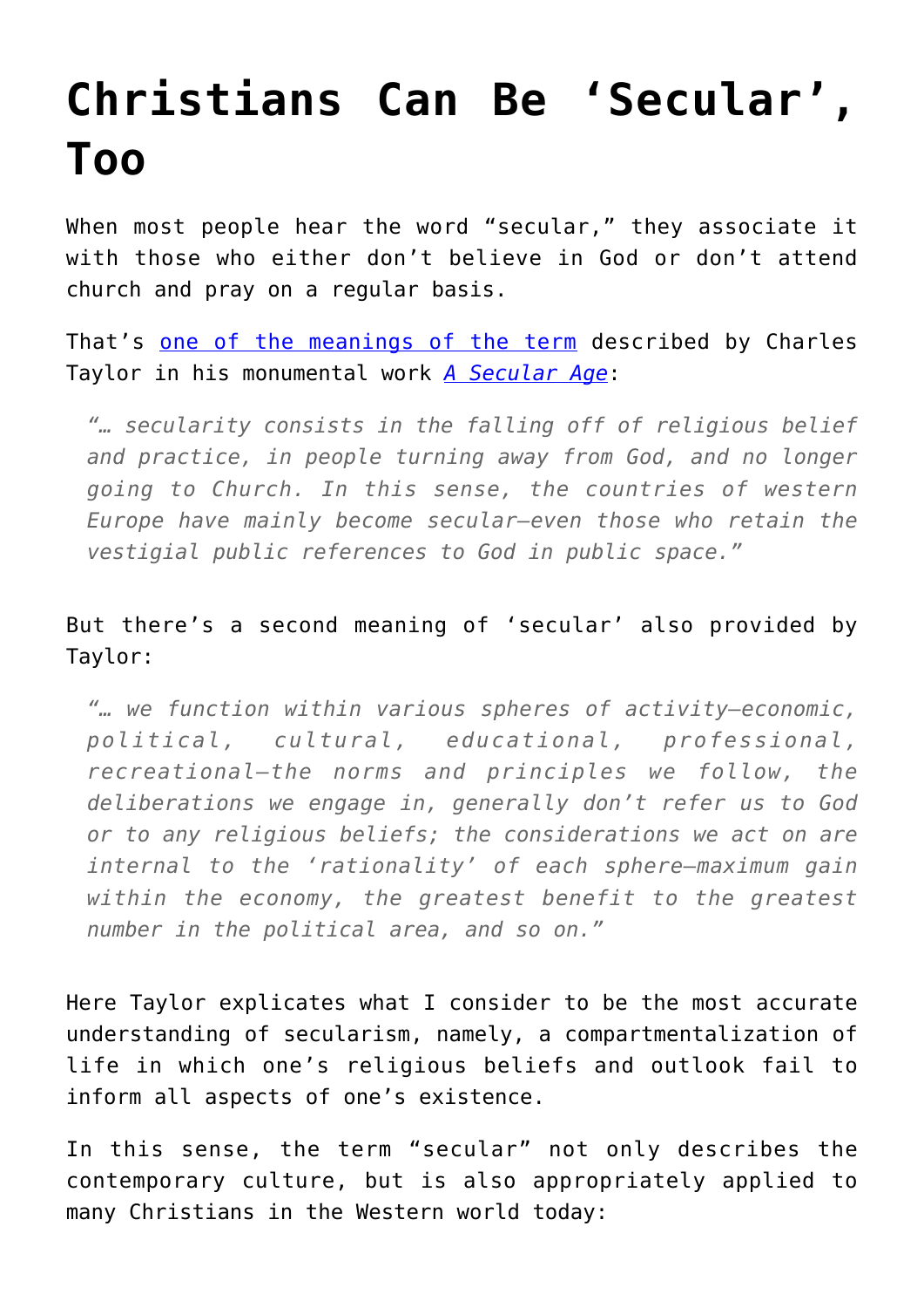# Christians Can Be 'Secular', Too

When most people hear the word "secular," they associate it with those who either don't believe in God or don't attend church and pray on a regular basis.

That's [one of the meanings of the term](#) described by Charles Taylor in his monumental work [*A Secular Age*](#):

> *"… secularity consists in the falling off of religious belief and practice, in people turning away from God, and no longer going to Church. In this sense, the countries of western Europe have mainly become secular—even those who retain the vestigial public references to God in public space."*

But there's a second meaning of 'secular' also provided by Taylor:

> *"… we function within various spheres of activity—economic, political, cultural, educational, professional, recreational—the norms and principles we follow, the deliberations we engage in, generally don't refer us to God or to any religious beliefs; the considerations we act on are internal to the 'rationality' of each sphere—maximum gain within the economy, the greatest benefit to the greatest number in the political area, and so on."*

Here Taylor explicates what I consider to be the most accurate understanding of secularism, namely, a compartmentalization of life in which one's religious beliefs and outlook fail to inform all aspects of one's existence.

In this sense, the term "secular" not only describes the contemporary culture, but is also appropriately applied to many Christians in the Western world today: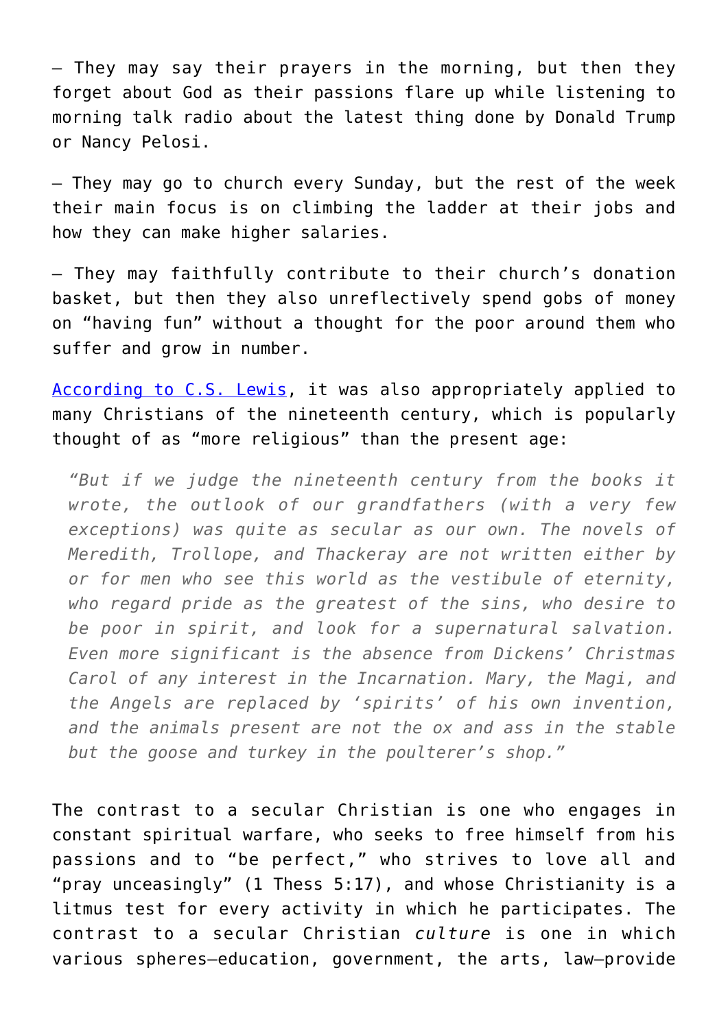– They may say their prayers in the morning, but then they forget about God as their passions flare up while listening to morning talk radio about the latest thing done by Donald Trump or Nancy Pelosi.

– They may go to church every Sunday, but the rest of the week their main focus is on climbing the ladder at their jobs and how they can make higher salaries.

– They may faithfully contribute to their church's donation basket, but then they also unreflectively spend gobs of money on "having fun" without a thought for the poor around them who suffer and grow in number.

According to C.S. Lewis, it was also appropriately applied to many Christians of the nineteenth century, which is popularly thought of as "more religious" than the present age:

> *"But if we judge the nineteenth century from the books it wrote, the outlook of our grandfathers (with a very few exceptions) was quite as secular as our own. The novels of Meredith, Trollope, and Thackeray are not written either by or for men who see this world as the vestibule of eternity, who regard pride as the greatest of the sins, who desire to be poor in spirit, and look for a supernatural salvation. Even more significant is the absence from Dickens' Christmas Carol of any interest in the Incarnation. Mary, the Magi, and the Angels are replaced by 'spirits' of his own invention, and the animals present are not the ox and ass in the stable but the goose and turkey in the poulterer's shop."*

The contrast to a secular Christian is one who engages in constant spiritual warfare, who seeks to free himself from his passions and to "be perfect," who strives to love all and "pray unceasingly" (1 Thess 5:17), and whose Christianity is a litmus test for every activity in which he participates. The contrast to a secular Christian *culture* is one in which various spheres—education, government, the arts, law—provide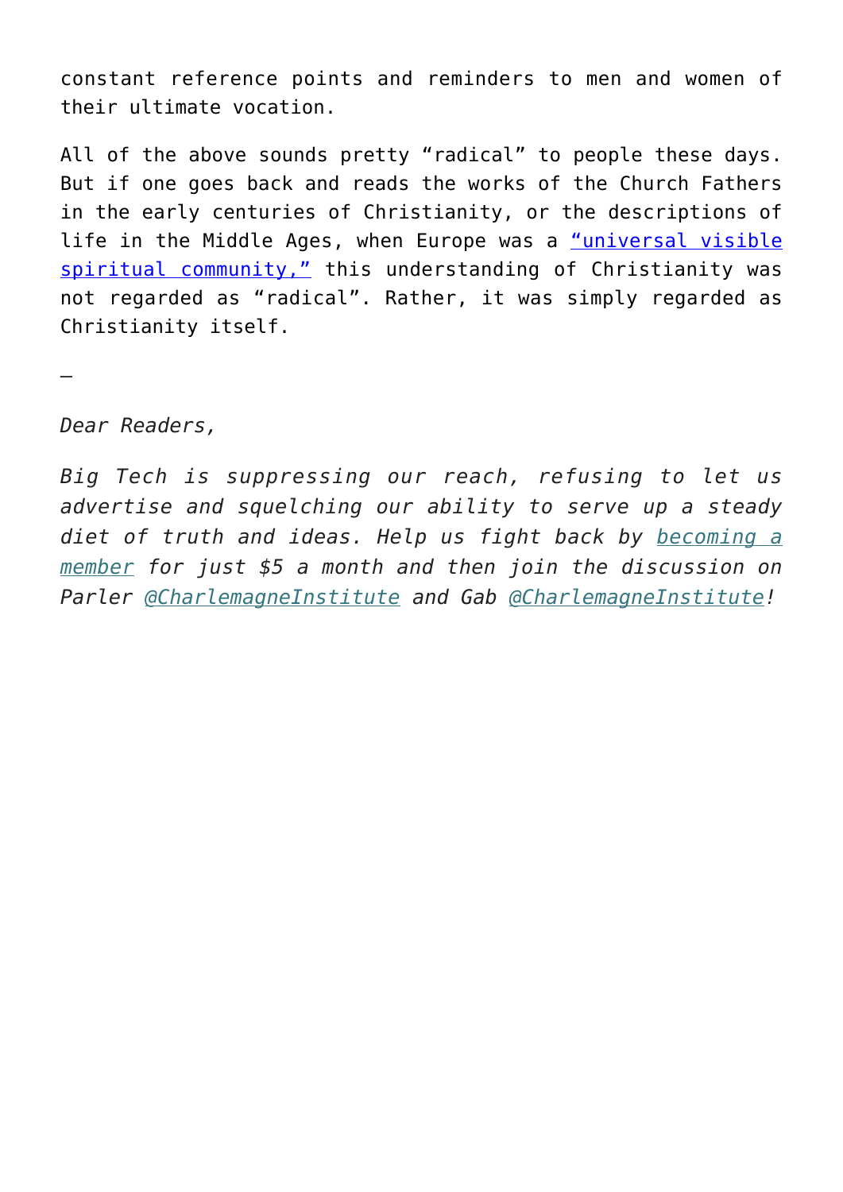constant reference points and reminders to men and women of their ultimate vocation.

All of the above sounds pretty "radical" to people these days. But if one goes back and reads the works of the Church Fathers in the early centuries of Christianity, or the descriptions of life in the Middle Ages, when Europe was a "universal visible spiritual community," this understanding of Christianity was not regarded as "radical". Rather, it was simply regarded as Christianity itself.

—

*Dear Readers,*

*Big Tech is suppressing our reach, refusing to let us advertise and squelching our ability to serve up a steady diet of truth and ideas. Help us fight back by becoming a member for just $5 a month and then join the discussion on Parler @CharlemagneInstitute and Gab @CharlemagneInstitute!*